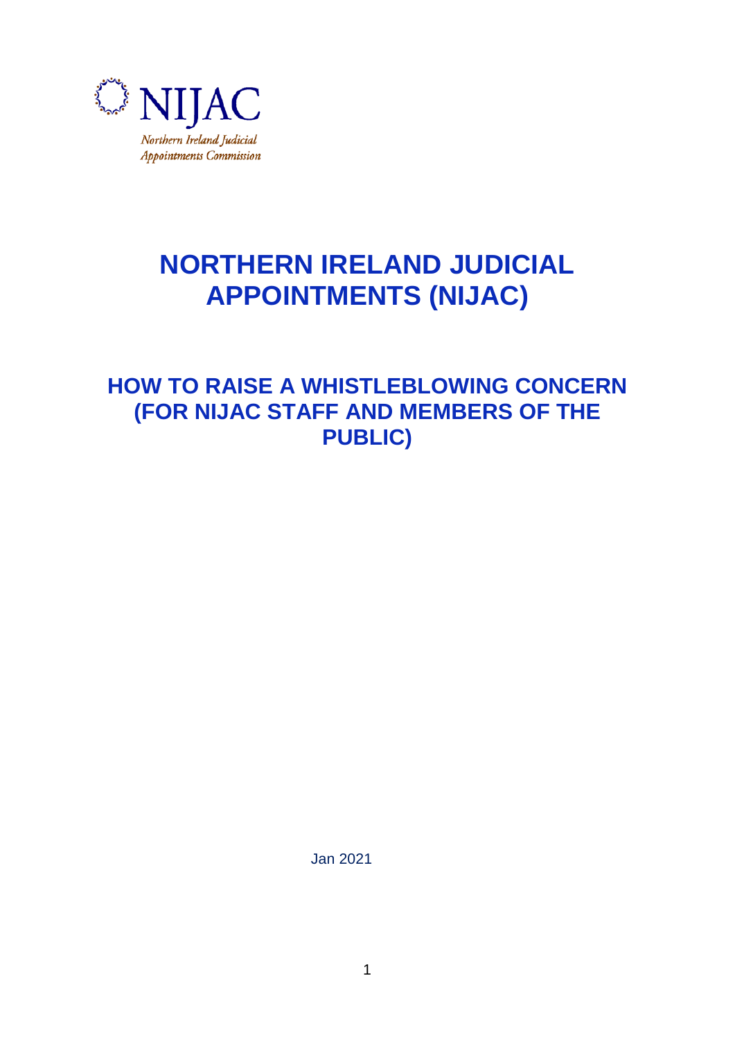NIJAC

*Northern Ireland Judicial Appointments Commission*

# NORTHERN IRELAND JUDICIAL APPOINTMENTS (NIJAC)

## HOW TO RAISE A WHISTLEBLOWING CONCERN (FOR NIJAC STAFF AND MEMBERS OF THE PUBLIC)

Jan 2021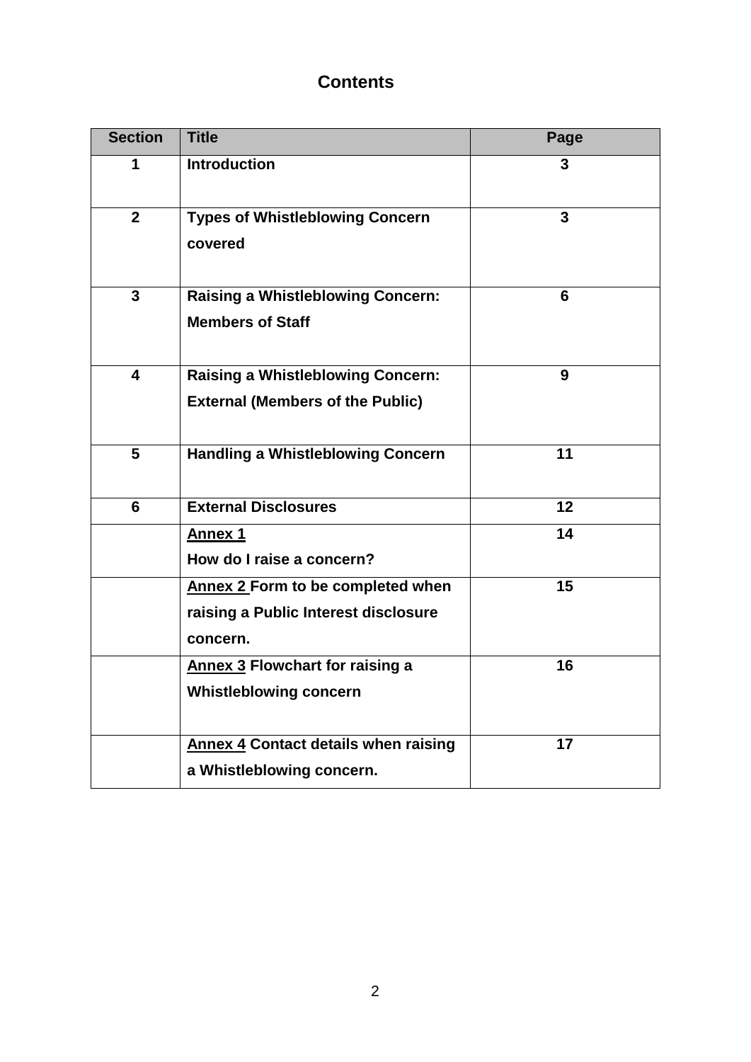# Contents

| Section | Title | Page |
|---|---|---|
| 1 | **Introduction** | 3 |
| 2 | **Types of Whistleblowing Concern covered** | 3 |
| 3 | **Raising a Whistleblowing Concern: Members of Staff** | 6 |
| 4 | **Raising a Whistleblowing Concern: External (Members of the Public)** | 9 |
| 5 | **Handling a Whistleblowing Concern** | 11 |
| 6 | **External Disclosures** | 12 |
| | **Annex 1** How do I raise a concern? | 14 |
| | **Annex 2** Form to be completed when raising a Public Interest disclosure concern. | 15 |
| | **Annex 3** Flowchart for raising a Whistleblowing concern | 16 |
| | **Annex 4** Contact details when raising a Whistleblowing concern. | 17 |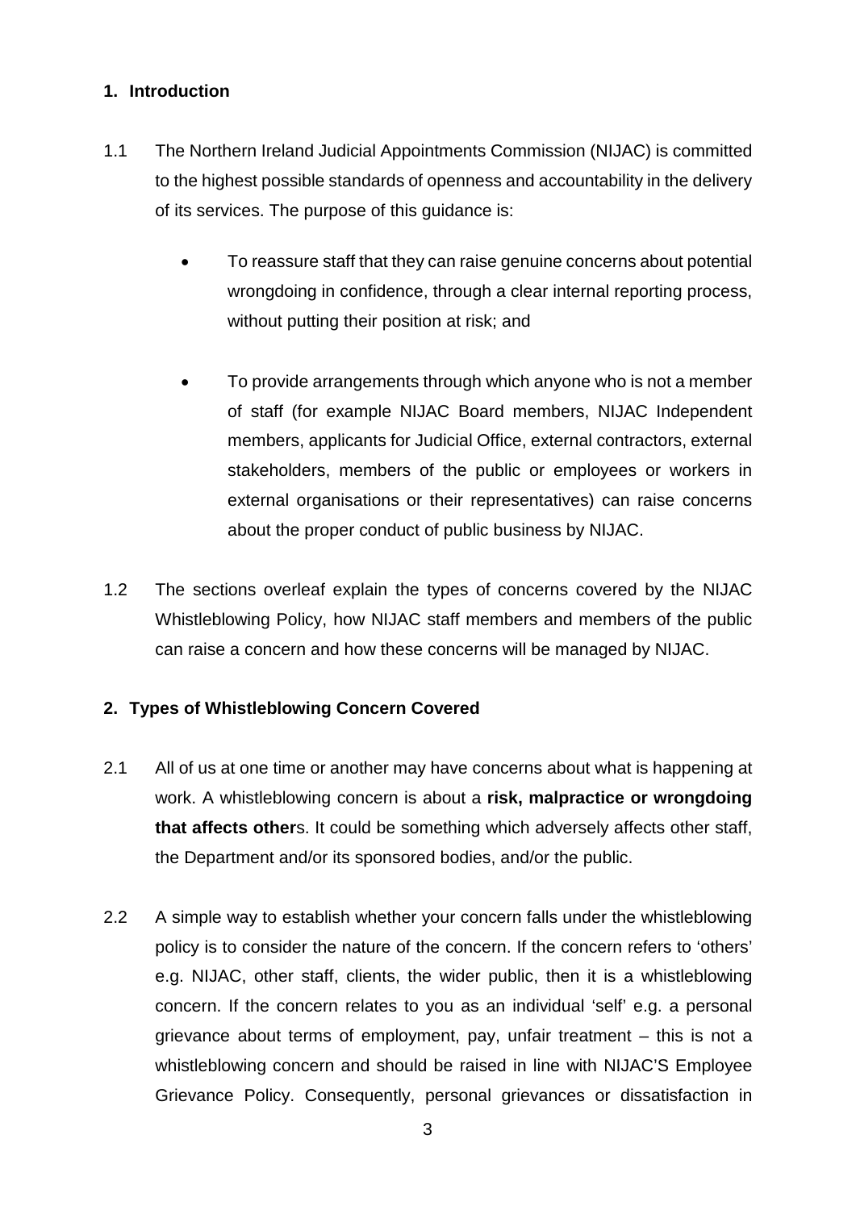## 1. Introduction

1.1 The Northern Ireland Judicial Appointments Commission (NIJAC) is committed to the highest possible standards of openness and accountability in the delivery of its services. The purpose of this guidance is:

- To reassure staff that they can raise genuine concerns about potential wrongdoing in confidence, through a clear internal reporting process, without putting their position at risk; and

- To provide arrangements through which anyone who is not a member of staff (for example NIJAC Board members, NIJAC Independent members, applicants for Judicial Office, external contractors, external stakeholders, members of the public or employees or workers in external organisations or their representatives) can raise concerns about the proper conduct of public business by NIJAC.

1.2 The sections overleaf explain the types of concerns covered by the NIJAC Whistleblowing Policy, how NIJAC staff members and members of the public can raise a concern and how these concerns will be managed by NIJAC.

## 2. Types of Whistleblowing Concern Covered

2.1 All of us at one time or another may have concerns about what is happening at work. A whistleblowing concern is about a **risk, malpractice or wrongdoing that affects other**s. It could be something which adversely affects other staff, the Department and/or its sponsored bodies, and/or the public.

2.2 A simple way to establish whether your concern falls under the whistleblowing policy is to consider the nature of the concern. If the concern refers to 'others' e.g. NIJAC, other staff, clients, the wider public, then it is a whistleblowing concern. If the concern relates to you as an individual 'self' e.g. a personal grievance about terms of employment, pay, unfair treatment – this is not a whistleblowing concern and should be raised in line with NIJAC'S Employee Grievance Policy. Consequently, personal grievances or dissatisfaction in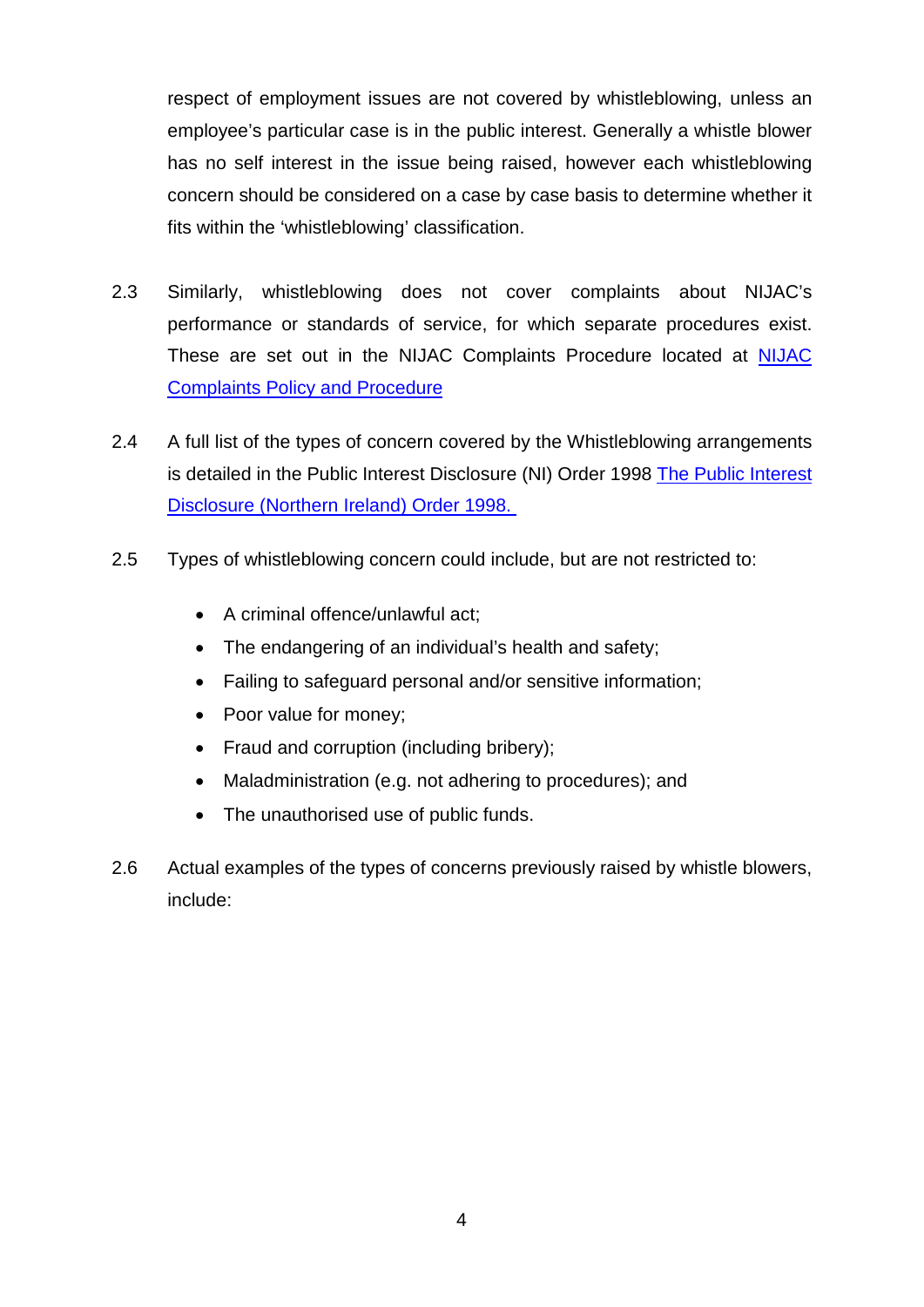respect of employment issues are not covered by whistleblowing, unless an employee's particular case is in the public interest. Generally a whistle blower has no self interest in the issue being raised, however each whistleblowing concern should be considered on a case by case basis to determine whether it fits within the 'whistleblowing' classification.

2.3 Similarly, whistleblowing does not cover complaints about NIJAC's performance or standards of service, for which separate procedures exist. These are set out in the NIJAC Complaints Procedure located at [NIJAC Complaints Policy and Procedure]

2.4 A full list of the types of concern covered by the Whistleblowing arrangements is detailed in the Public Interest Disclosure (NI) Order 1998 [The Public Interest Disclosure (Northern Ireland) Order 1998.]

2.5 Types of whistleblowing concern could include, but are not restricted to:

- A criminal offence/unlawful act;
- The endangering of an individual's health and safety;
- Failing to safeguard personal and/or sensitive information;
- Poor value for money;
- Fraud and corruption (including bribery);
- Maladministration (e.g. not adhering to procedures); and
- The unauthorised use of public funds.

2.6 Actual examples of the types of concerns previously raised by whistle blowers, include: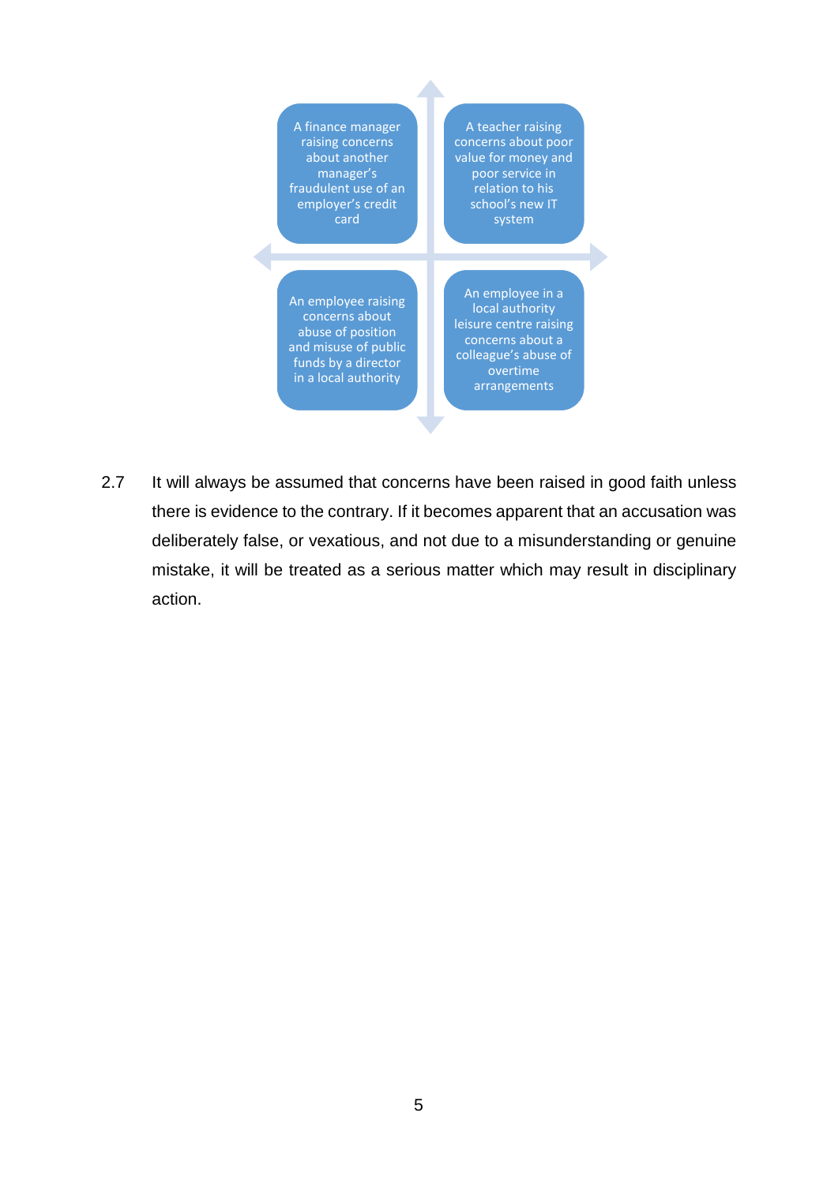A finance manager raising concerns about another manager's fraudulent use of an employer's credit card

A teacher raising concerns about poor value for money and poor service in relation to his school's new IT system

An employee raising concerns about abuse of position and misuse of public funds by a director in a local authority

An employee in a local authority leisure centre raising concerns about a colleague's abuse of overtime arrangements

2.7 It will always be assumed that concerns have been raised in good faith unless there is evidence to the contrary. If it becomes apparent that an accusation was deliberately false, or vexatious, and not due to a misunderstanding or genuine mistake, it will be treated as a serious matter which may result in disciplinary action.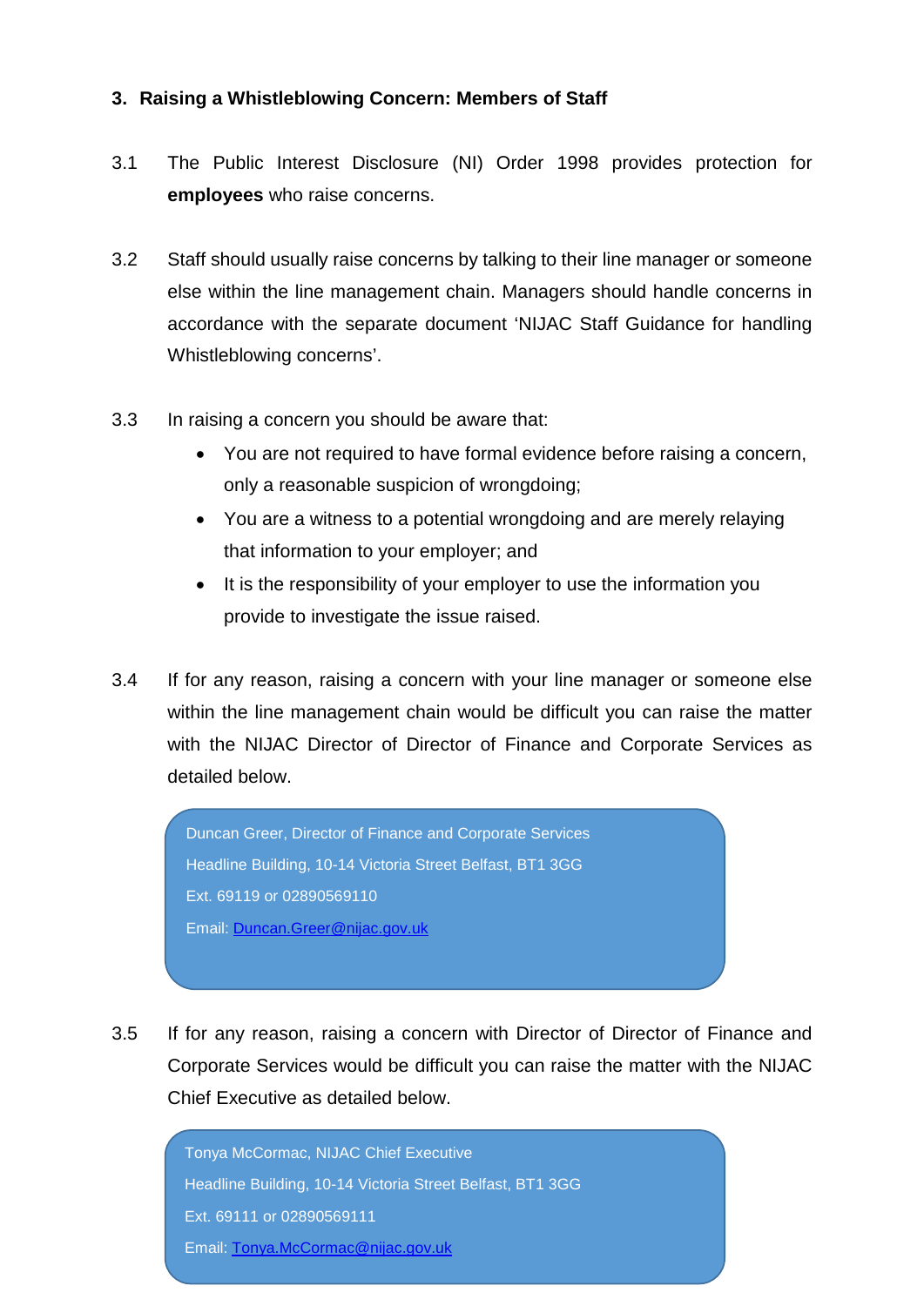### 3. Raising a Whistleblowing Concern: Members of Staff

3.1 The Public Interest Disclosure (NI) Order 1998 provides protection for **employees** who raise concerns.

3.2 Staff should usually raise concerns by talking to their line manager or someone else within the line management chain. Managers should handle concerns in accordance with the separate document 'NIJAC Staff Guidance for handling Whistleblowing concerns'.

3.3 In raising a concern you should be aware that:

- You are not required to have formal evidence before raising a concern, only a reasonable suspicion of wrongdoing;
- You are a witness to a potential wrongdoing and are merely relaying that information to your employer; and
- It is the responsibility of your employer to use the information you provide to investigate the issue raised.

3.4 If for any reason, raising a concern with your line manager or someone else within the line management chain would be difficult you can raise the matter with the NIJAC Director of Director of Finance and Corporate Services as detailed below.

> Duncan Greer, Director of Finance and Corporate Services
> Headline Building, 10-14 Victoria Street Belfast, BT1 3GG
> Ext. 69119 or 02890569110
> Email: Duncan.Greer@nijac.gov.uk

3.5 If for any reason, raising a concern with Director of Director of Finance and Corporate Services would be difficult you can raise the matter with the NIJAC Chief Executive as detailed below.

> Tonya McCormac, NIJAC Chief Executive
> Headline Building, 10-14 Victoria Street Belfast, BT1 3GG
> Ext. 69111 or 02890569111
> Email: Tonya.McCormac@nijac.gov.uk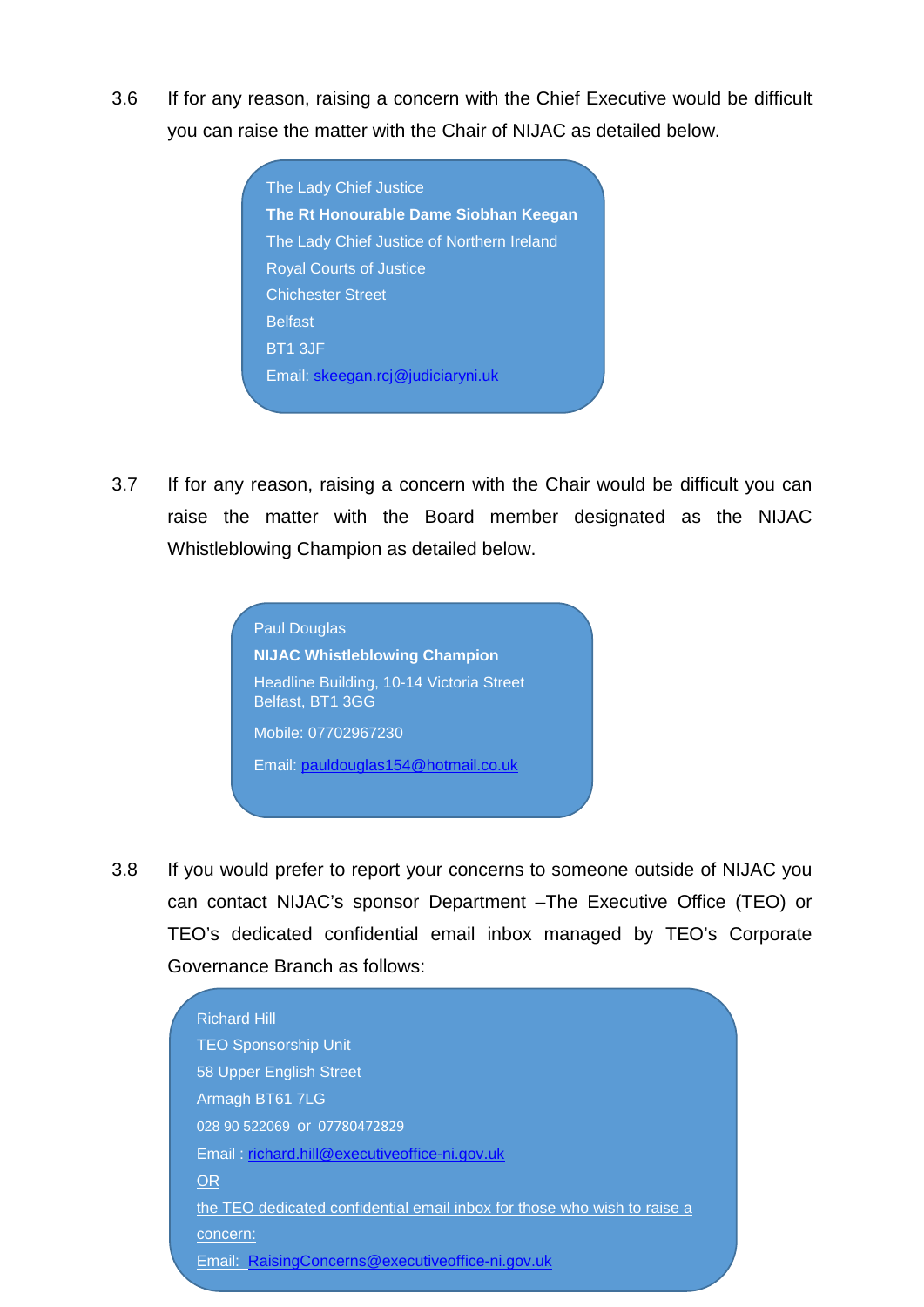3.6 If for any reason, raising a concern with the Chief Executive would be difficult you can raise the matter with the Chair of NIJAC as detailed below.

> The Lady Chief Justice
> **The Rt Honourable Dame Siobhan Keegan**
> The Lady Chief Justice of Northern Ireland
> Royal Courts of Justice
> Chichester Street
> Belfast
> BT1 3JF
> Email: skeegan.rcj@judiciaryni.uk

3.7 If for any reason, raising a concern with the Chair would be difficult you can raise the matter with the Board member designated as the NIJAC Whistleblowing Champion as detailed below.

> Paul Douglas
> **NIJAC Whistleblowing Champion**
> Headline Building, 10-14 Victoria Street
> Belfast, BT1 3GG
>
> Mobile: 07702967230
>
> Email: pauldouglas154@hotmail.co.uk

3.8 If you would prefer to report your concerns to someone outside of NIJAC you can contact NIJAC's sponsor Department –The Executive Office (TEO) or TEO's dedicated confidential email inbox managed by TEO's Corporate Governance Branch as follows:

> Richard Hill
> TEO Sponsorship Unit
> 58 Upper English Street
> Armagh BT61 7LG
> 028 90 522069 or 07780472829
> Email : richard.hill@executiveoffice-ni.gov.uk
> OR
> the TEO dedicated confidential email inbox for those who wish to raise a concern:
> Email: RaisingConcerns@executiveoffice-ni.gov.uk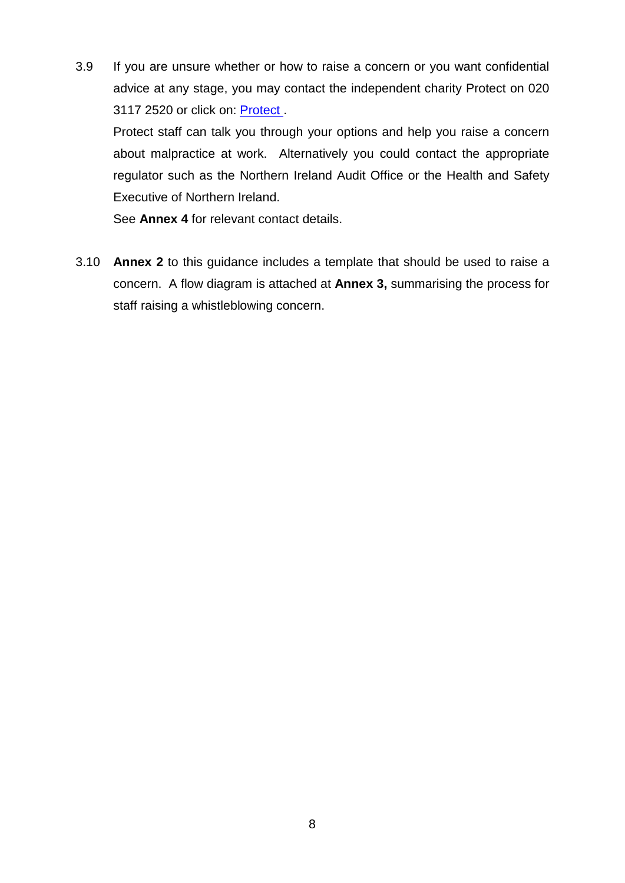3.9 If you are unsure whether or how to raise a concern or you want confidential advice at any stage, you may contact the independent charity Protect on 020 3117 2520 or click on: Protect .

Protect staff can talk you through your options and help you raise a concern about malpractice at work. Alternatively you could contact the appropriate regulator such as the Northern Ireland Audit Office or the Health and Safety Executive of Northern Ireland.

See **Annex 4** for relevant contact details.

3.10 **Annex 2** to this guidance includes a template that should be used to raise a concern. A flow diagram is attached at **Annex 3,** summarising the process for staff raising a whistleblowing concern.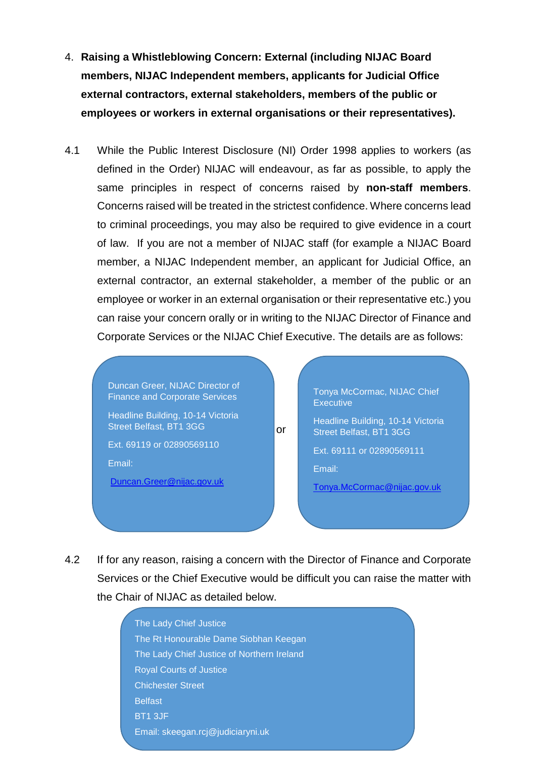4. **Raising a Whistleblowing Concern: External (including NIJAC Board members, NIJAC Independent members, applicants for Judicial Office external contractors, external stakeholders, members of the public or employees or workers in external organisations or their representatives).**

4.1 While the Public Interest Disclosure (NI) Order 1998 applies to workers (as defined in the Order) NIJAC will endeavour, as far as possible, to apply the same principles in respect of concerns raised by **non-staff members**. Concerns raised will be treated in the strictest confidence. Where concerns lead to criminal proceedings, you may also be required to give evidence in a court of law. If you are not a member of NIJAC staff (for example a NIJAC Board member, a NIJAC Independent member, an applicant for Judicial Office, an external contractor, an external stakeholder, a member of the public or an employee or worker in an external organisation or their representative etc.) you can raise your concern orally or in writing to the NIJAC Director of Finance and Corporate Services or the NIJAC Chief Executive. The details are as follows:

Duncan Greer, NIJAC Director of Finance and Corporate Services

Headline Building, 10-14 Victoria Street Belfast, BT1 3GG

Ext. 69119 or 02890569110

Email:

Duncan.Greer@nijac.gov.uk

or

Tonya McCormac, NIJAC Chief Executive

Headline Building, 10-14 Victoria Street Belfast, BT1 3GG

Ext. 69111 or 02890569111

Email:

Tonya.McCormac@nijac.gov.uk

4.2 If for any reason, raising a concern with the Director of Finance and Corporate Services or the Chief Executive would be difficult you can raise the matter with the Chair of NIJAC as detailed below.

The Lady Chief Justice
The Rt Honourable Dame Siobhan Keegan
The Lady Chief Justice of Northern Ireland
Royal Courts of Justice
Chichester Street
Belfast
BT1 3JF
Email: skeegan.rcj@judiciaryni.uk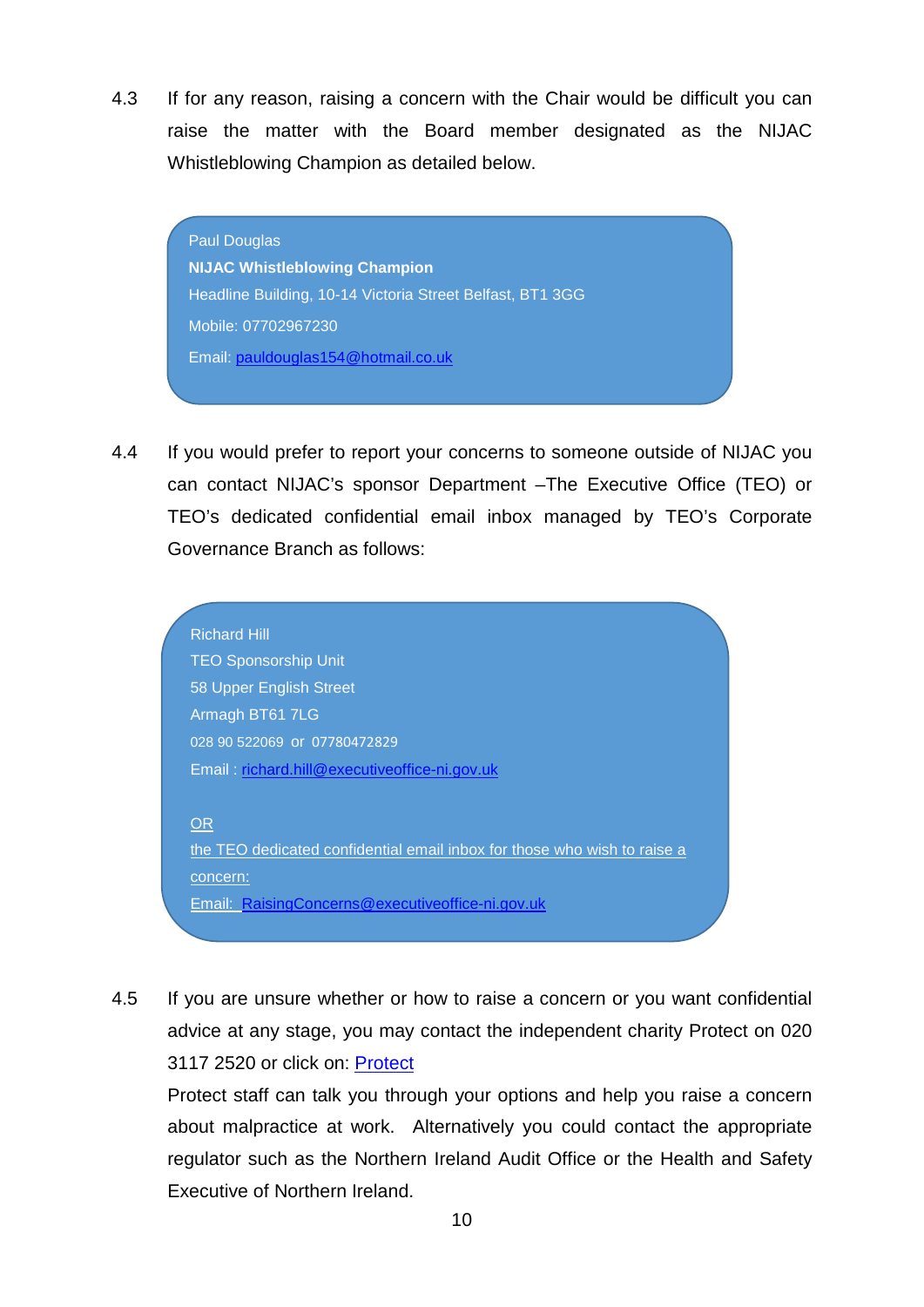4.3 If for any reason, raising a concern with the Chair would be difficult you can raise the matter with the Board member designated as the NIJAC Whistleblowing Champion as detailed below.

> Paul Douglas
> **NIJAC Whistleblowing Champion**
> Headline Building, 10-14 Victoria Street Belfast, BT1 3GG
> Mobile: 07702967230
> Email: pauldouglas154@hotmail.co.uk

4.4 If you would prefer to report your concerns to someone outside of NIJAC you can contact NIJAC's sponsor Department –The Executive Office (TEO) or TEO's dedicated confidential email inbox managed by TEO's Corporate Governance Branch as follows:

> Richard Hill
> TEO Sponsorship Unit
> 58 Upper English Street
> Armagh BT61 7LG
> 028 90 522069 or 07780472829
> Email : richard.hill@executiveoffice-ni.gov.uk
>
> OR
> the TEO dedicated confidential email inbox for those who wish to raise a concern:
> Email: RaisingConcerns@executiveoffice-ni.gov.uk

4.5 If you are unsure whether or how to raise a concern or you want confidential advice at any stage, you may contact the independent charity Protect on 020 3117 2520 or click on: Protect
Protect staff can talk you through your options and help you raise a concern about malpractice at work. Alternatively you could contact the appropriate regulator such as the Northern Ireland Audit Office or the Health and Safety Executive of Northern Ireland.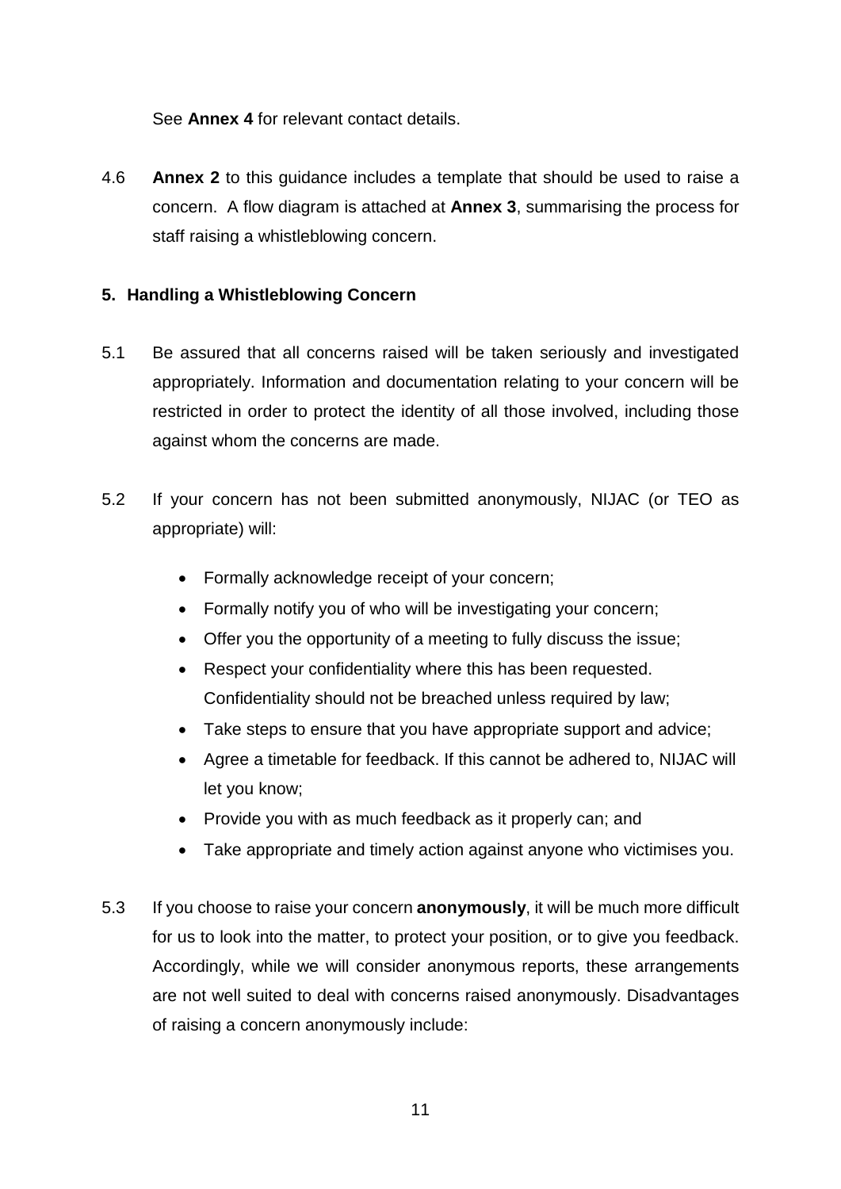See **Annex 4** for relevant contact details.

4.6 **Annex 2** to this guidance includes a template that should be used to raise a concern. A flow diagram is attached at **Annex 3**, summarising the process for staff raising a whistleblowing concern.

## 5. Handling a Whistleblowing Concern

5.1 Be assured that all concerns raised will be taken seriously and investigated appropriately. Information and documentation relating to your concern will be restricted in order to protect the identity of all those involved, including those against whom the concerns are made.

5.2 If your concern has not been submitted anonymously, NIJAC (or TEO as appropriate) will:

- Formally acknowledge receipt of your concern;
- Formally notify you of who will be investigating your concern;
- Offer you the opportunity of a meeting to fully discuss the issue;
- Respect your confidentiality where this has been requested. Confidentiality should not be breached unless required by law;
- Take steps to ensure that you have appropriate support and advice;
- Agree a timetable for feedback. If this cannot be adhered to, NIJAC will let you know;
- Provide you with as much feedback as it properly can; and
- Take appropriate and timely action against anyone who victimises you.

5.3 If you choose to raise your concern **anonymously**, it will be much more difficult for us to look into the matter, to protect your position, or to give you feedback. Accordingly, while we will consider anonymous reports, these arrangements are not well suited to deal with concerns raised anonymously. Disadvantages of raising a concern anonymously include: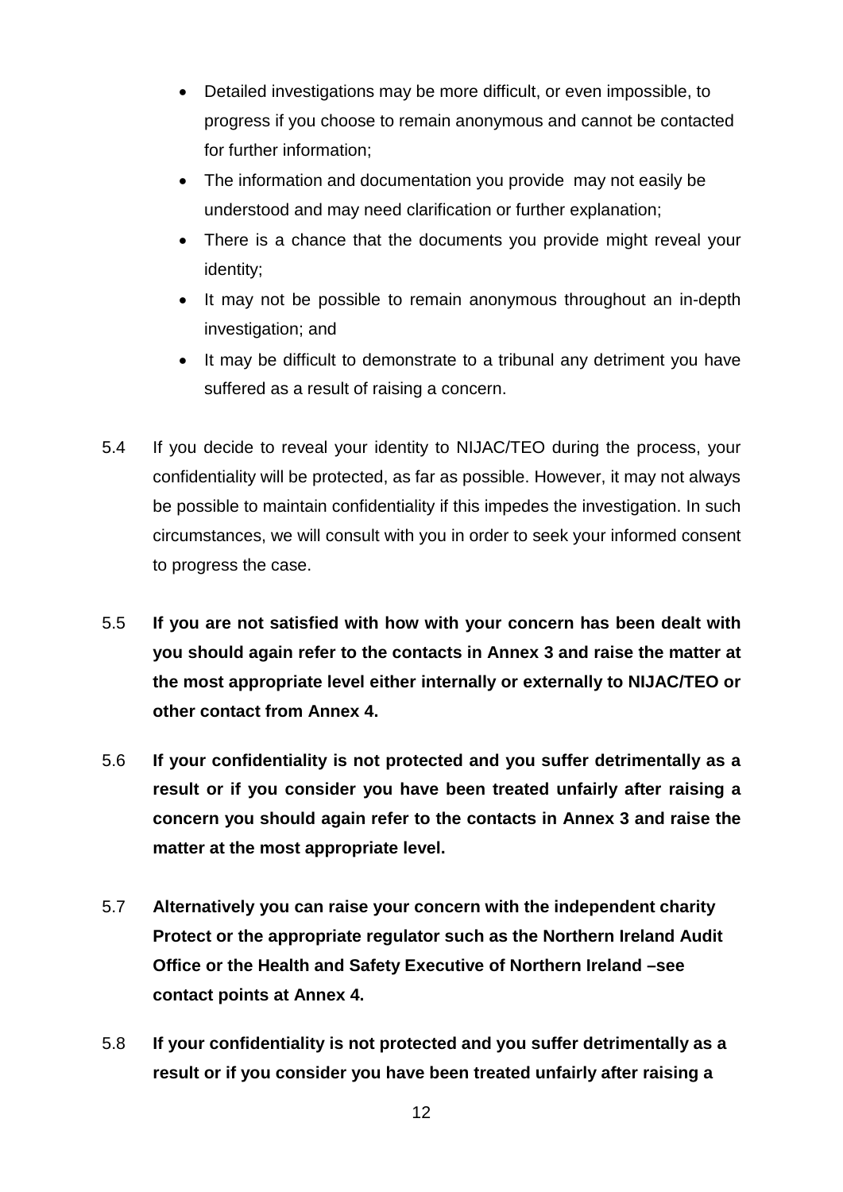- Detailed investigations may be more difficult, or even impossible, to progress if you choose to remain anonymous and cannot be contacted for further information;
- The information and documentation you provide may not easily be understood and may need clarification or further explanation;
- There is a chance that the documents you provide might reveal your identity;
- It may not be possible to remain anonymous throughout an in-depth investigation; and
- It may be difficult to demonstrate to a tribunal any detriment you have suffered as a result of raising a concern.

5.4 If you decide to reveal your identity to NIJAC/TEO during the process, your confidentiality will be protected, as far as possible. However, it may not always be possible to maintain confidentiality if this impedes the investigation. In such circumstances, we will consult with you in order to seek your informed consent to progress the case.

5.5 **If you are not satisfied with how with your concern has been dealt with you should again refer to the contacts in Annex 3 and raise the matter at the most appropriate level either internally or externally to NIJAC/TEO or other contact from Annex 4.**

5.6 **If your confidentiality is not protected and you suffer detrimentally as a result or if you consider you have been treated unfairly after raising a concern you should again refer to the contacts in Annex 3 and raise the matter at the most appropriate level.**

5.7 **Alternatively you can raise your concern with the independent charity Protect or the appropriate regulator such as the Northern Ireland Audit Office or the Health and Safety Executive of Northern Ireland –see contact points at Annex 4.**

5.8 **If your confidentiality is not protected and you suffer detrimentally as a result or if you consider you have been treated unfairly after raising a**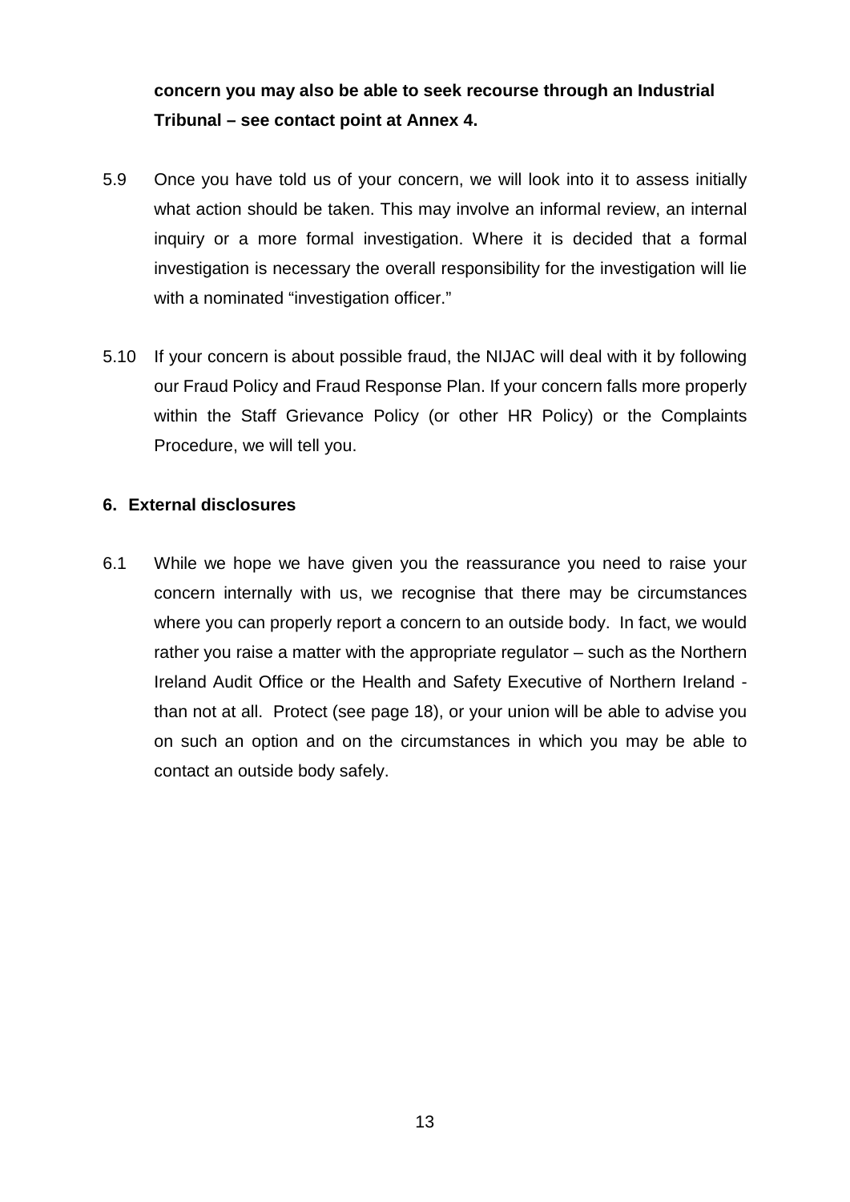**concern you may also be able to seek recourse through an Industrial Tribunal – see contact point at Annex 4.**

5.9 Once you have told us of your concern, we will look into it to assess initially what action should be taken. This may involve an informal review, an internal inquiry or a more formal investigation. Where it is decided that a formal investigation is necessary the overall responsibility for the investigation will lie with a nominated "investigation officer."

5.10 If your concern is about possible fraud, the NIJAC will deal with it by following our Fraud Policy and Fraud Response Plan. If your concern falls more properly within the Staff Grievance Policy (or other HR Policy) or the Complaints Procedure, we will tell you.

## 6. External disclosures

6.1 While we hope we have given you the reassurance you need to raise your concern internally with us, we recognise that there may be circumstances where you can properly report a concern to an outside body. In fact, we would rather you raise a matter with the appropriate regulator – such as the Northern Ireland Audit Office or the Health and Safety Executive of Northern Ireland - than not at all. Protect (see page 18), or your union will be able to advise you on such an option and on the circumstances in which you may be able to contact an outside body safely.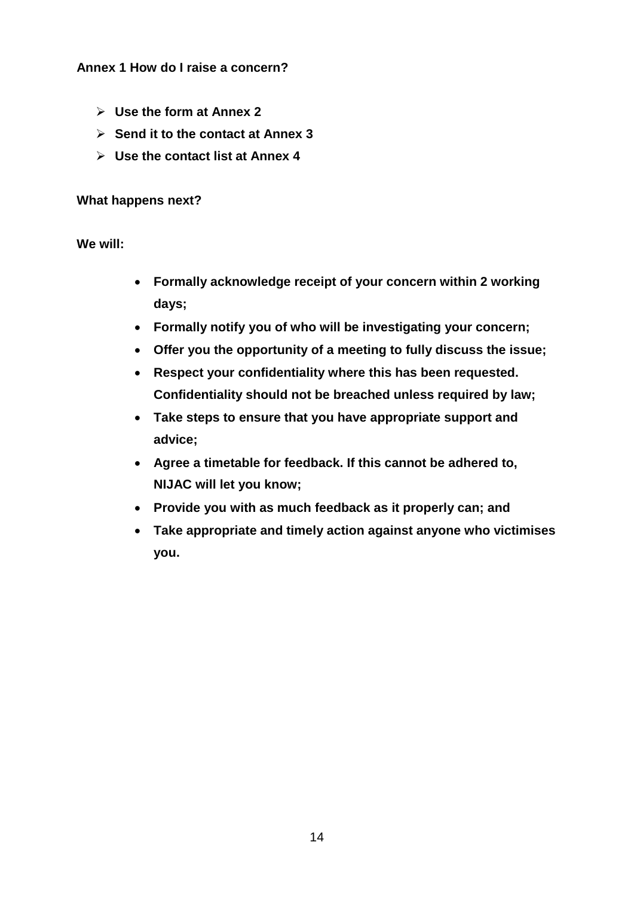**Annex 1 How do I raise a concern?**

- **Use the form at Annex 2**
- **Send it to the contact at Annex 3**
- **Use the contact list at Annex 4**

**What happens next?**

**We will:**

- **Formally acknowledge receipt of your concern within 2 working days;**
- **Formally notify you of who will be investigating your concern;**
- **Offer you the opportunity of a meeting to fully discuss the issue;**
- **Respect your confidentiality where this has been requested. Confidentiality should not be breached unless required by law;**
- **Take steps to ensure that you have appropriate support and advice;**
- **Agree a timetable for feedback. If this cannot be adhered to, NIJAC will let you know;**
- **Provide you with as much feedback as it properly can; and**
- **Take appropriate and timely action against anyone who victimises you.**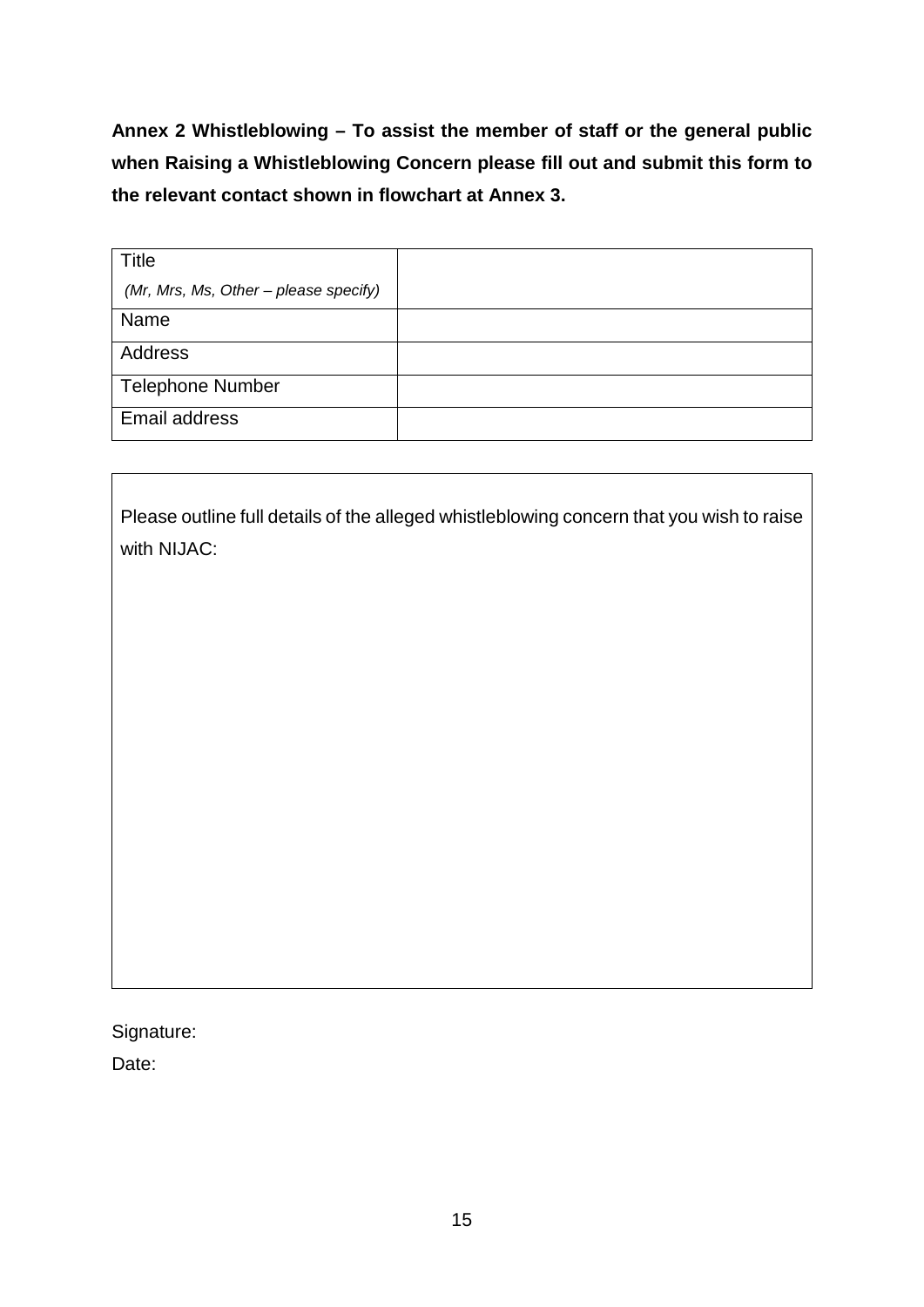**Annex 2 Whistleblowing – To assist the member of staff or the general public when Raising a Whistleblowing Concern please fill out and submit this form to the relevant contact shown in flowchart at Annex 3.**

| Title *(Mr, Mrs, Ms, Other – please specify)* | |
|---|---|
| Name | |
| Address | |
| Telephone Number | |
| Email address | |

| Please outline full details of the alleged whistleblowing concern that you wish to raise with NIJAC: |
|---|
| |

Signature:

Date: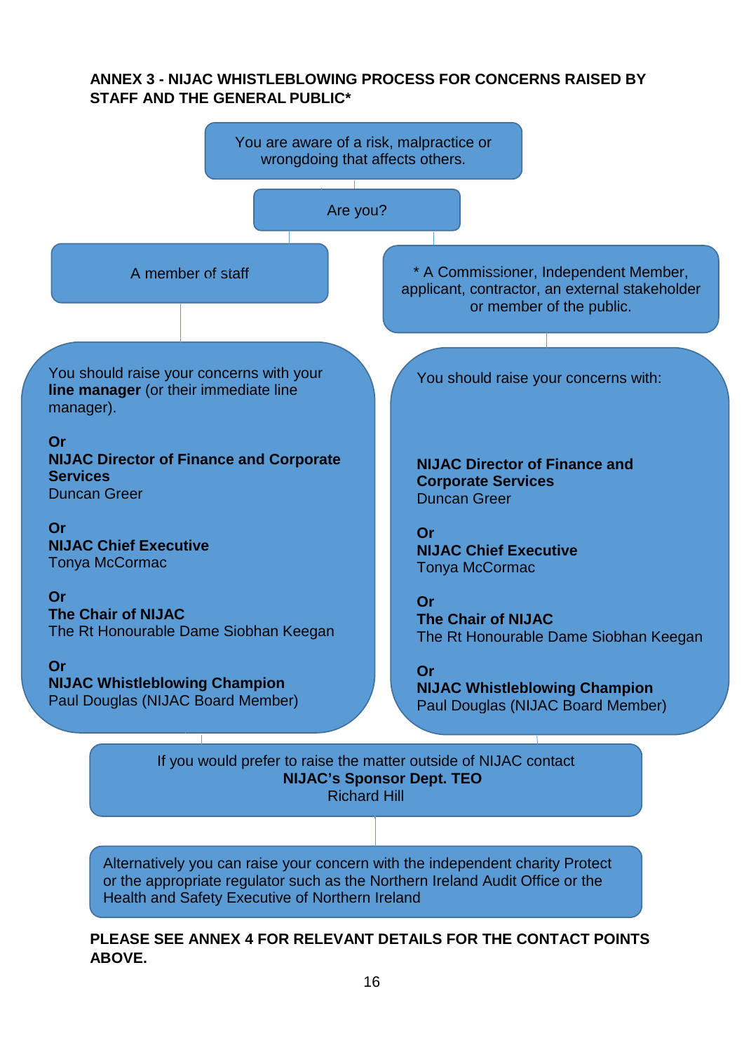**ANNEX 3 - NIJAC WHISTLEBLOWING PROCESS FOR CONCERNS RAISED BY STAFF AND THE GENERAL PUBLIC***

You are aware of a risk, malpractice or wrongdoing that affects others.

Are you?

A member of staff

You should raise your concerns with your **line manager** (or their immediate line manager).

**Or**
**NIJAC Director of Finance and Corporate Services**
Duncan Greer

**Or**
**NIJAC Chief Executive**
Tonya McCormac

**Or**
**The Chair of NIJAC**
The Rt Honourable Dame Siobhan Keegan

**Or**
**NIJAC Whistleblowing Champion**
Paul Douglas (NIJAC Board Member)

* A Commissioner, Independent Member, applicant, contractor, an external stakeholder or member of the public.

You should raise your concerns with:

**NIJAC Director of Finance and Corporate Services**
Duncan Greer

**Or**
**NIJAC Chief Executive**
Tonya McCormac

**Or**
**The Chair of NIJAC**
The Rt Honourable Dame Siobhan Keegan

**Or**
**NIJAC Whistleblowing Champion**
Paul Douglas (NIJAC Board Member)

If you would prefer to raise the matter outside of NIJAC contact
**NIJAC's Sponsor Dept. TEO**
Richard Hill

Alternatively you can raise your concern with the independent charity Protect or the appropriate regulator such as the Northern Ireland Audit Office or the Health and Safety Executive of Northern Ireland

**PLEASE SEE ANNEX 4 FOR RELEVANT DETAILS FOR THE CONTACT POINTS ABOVE.**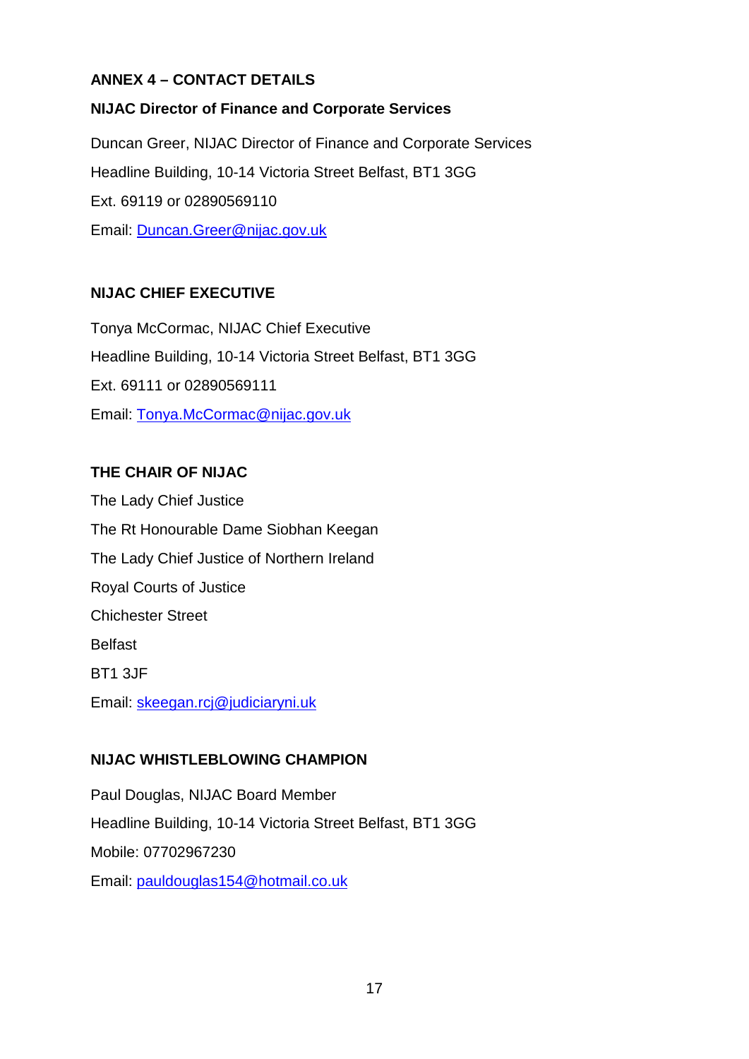## ANNEX 4 – CONTACT DETAILS

### NIJAC Director of Finance and Corporate Services

Duncan Greer, NIJAC Director of Finance and Corporate Services

Headline Building, 10-14 Victoria Street Belfast, BT1 3GG

Ext. 69119 or 02890569110

Email: Duncan.Greer@nijac.gov.uk

### NIJAC CHIEF EXECUTIVE

Tonya McCormac, NIJAC Chief Executive

Headline Building, 10-14 Victoria Street Belfast, BT1 3GG

Ext. 69111 or 02890569111

Email: Tonya.McCormac@nijac.gov.uk

### THE CHAIR OF NIJAC

The Lady Chief Justice

The Rt Honourable Dame Siobhan Keegan

The Lady Chief Justice of Northern Ireland

Royal Courts of Justice

Chichester Street

Belfast

BT1 3JF

Email: skeegan.rcj@judiciaryni.uk

### NIJAC WHISTLEBLOWING CHAMPION

Paul Douglas, NIJAC Board Member

Headline Building, 10-14 Victoria Street Belfast, BT1 3GG

Mobile: 07702967230

Email: pauldouglas154@hotmail.co.uk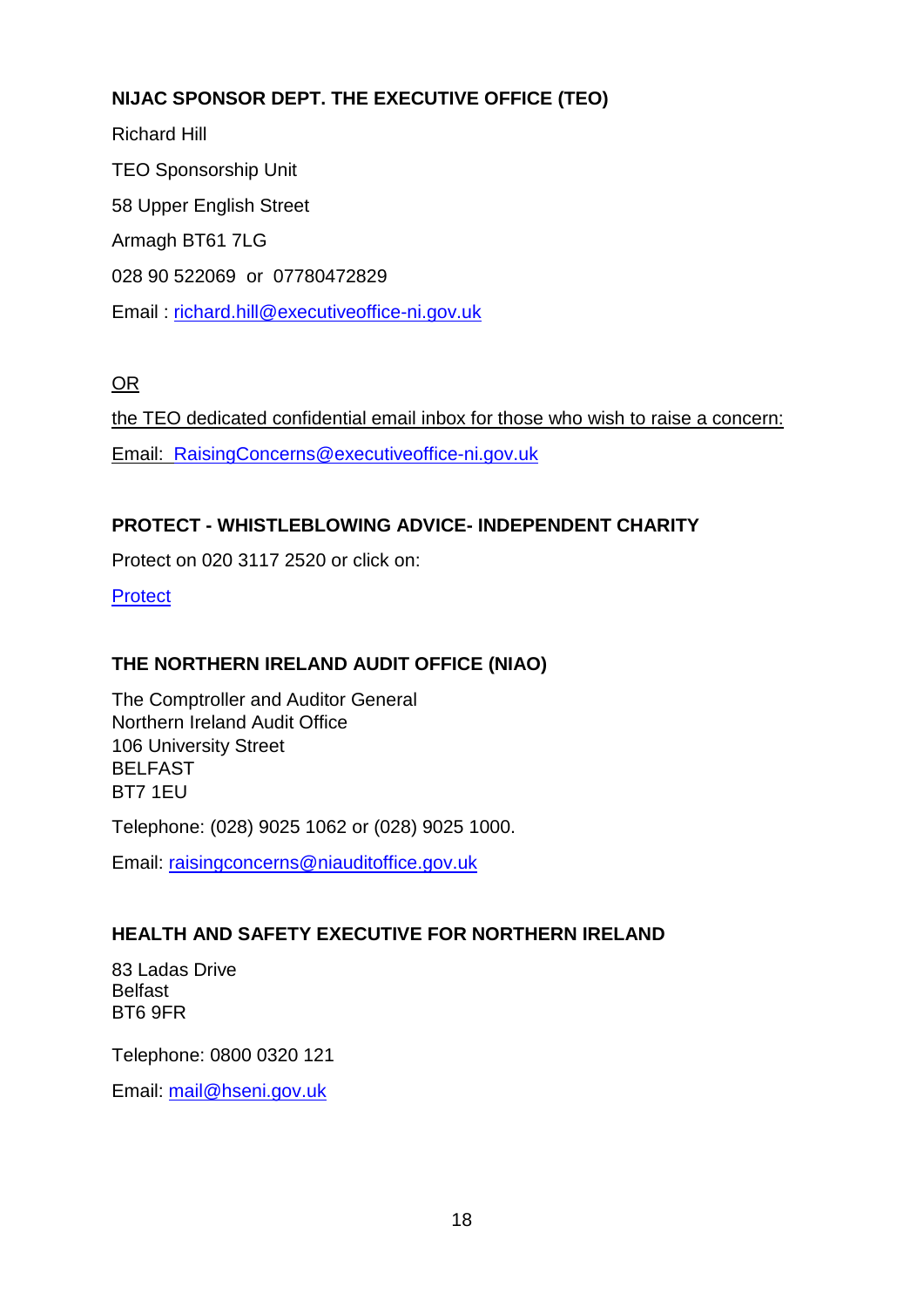**NIJAC SPONSOR DEPT. THE EXECUTIVE OFFICE (TEO)**

Richard Hill

TEO Sponsorship Unit

58 Upper English Street

Armagh BT61 7LG

028 90 522069 or 07780472829

Email : richard.hill@executiveoffice-ni.gov.uk

OR

the TEO dedicated confidential email inbox for those who wish to raise a concern:

Email: RaisingConcerns@executiveoffice-ni.gov.uk

**PROTECT - WHISTLEBLOWING ADVICE- INDEPENDENT CHARITY**

Protect on 020 3117 2520 or click on:

Protect

**THE NORTHERN IRELAND AUDIT OFFICE (NIAO)**

The Comptroller and Auditor General
Northern Ireland Audit Office
106 University Street
BELFAST
BT7 1EU

Telephone: (028) 9025 1062 or (028) 9025 1000.

Email: raisingconcerns@niauditoffice.gov.uk

**HEALTH AND SAFETY EXECUTIVE FOR NORTHERN IRELAND**

83 Ladas Drive
Belfast
BT6 9FR

Telephone: 0800 0320 121

Email: mail@hseni.gov.uk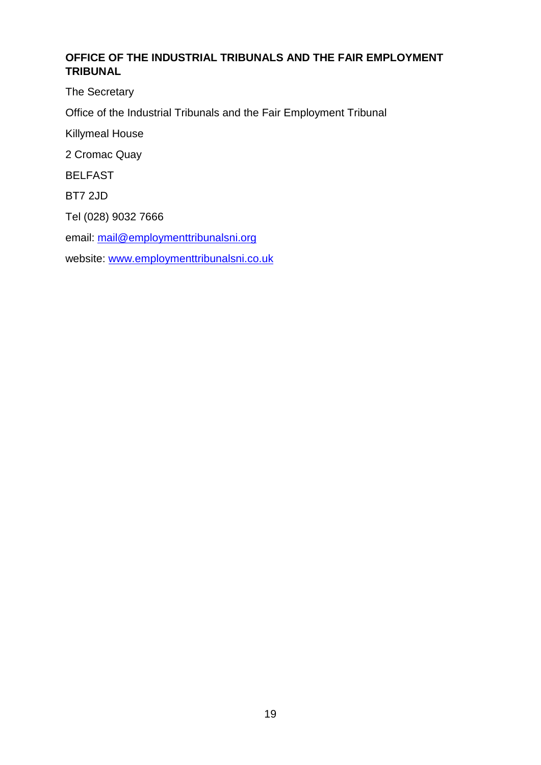**OFFICE OF THE INDUSTRIAL TRIBUNALS AND THE FAIR EMPLOYMENT TRIBUNAL**

The Secretary

Office of the Industrial Tribunals and the Fair Employment Tribunal

Killymeal House

2 Cromac Quay

BELFAST

BT7 2JD

Tel (028) 9032 7666

email: mail@employmenttribunalsni.org

website: www.employmenttribunalsni.co.uk